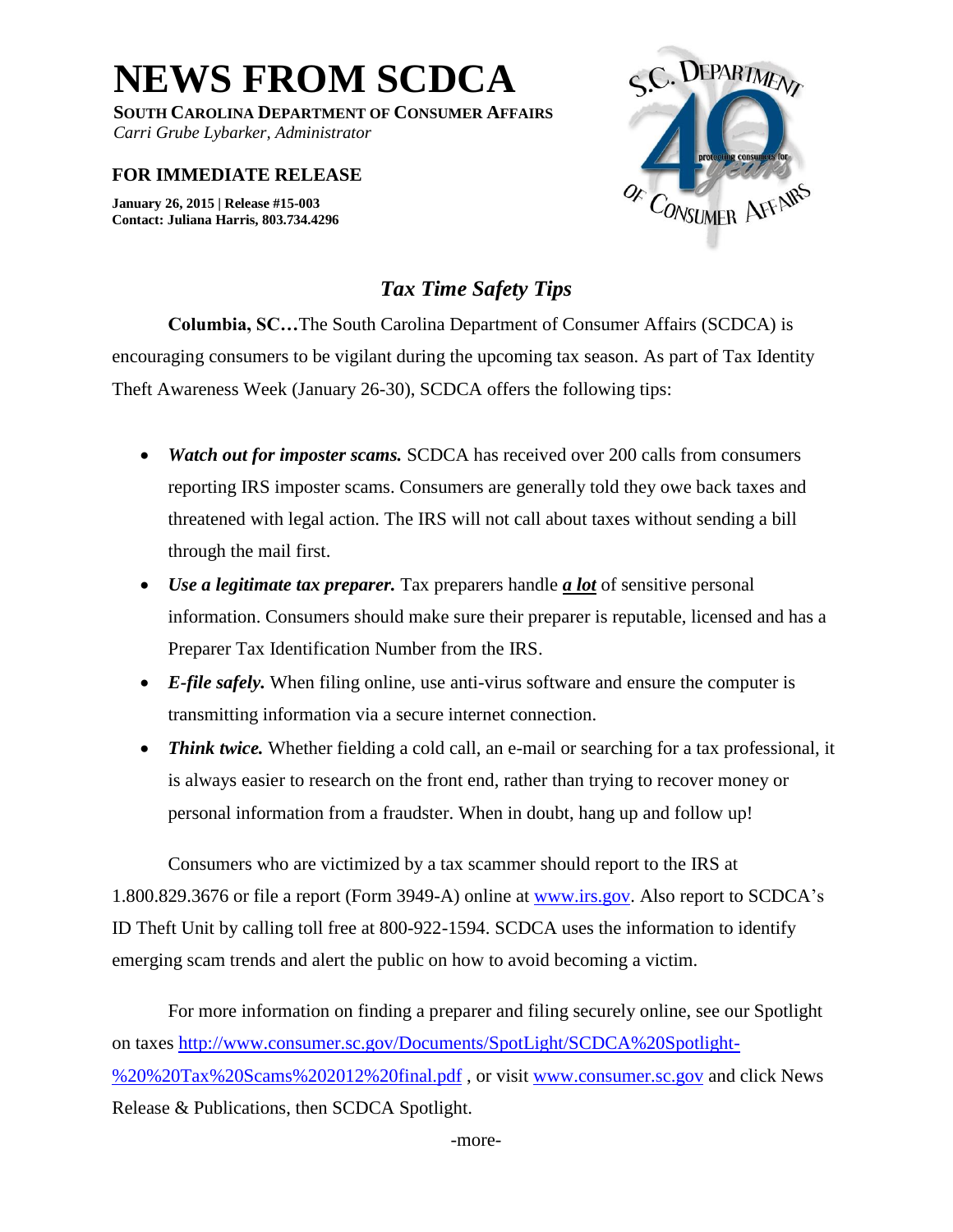# NEWS FROM SCDCA

**SOUTH CAROLINA DEPARTMENT OF CONSUMER AFFAIRS**
*Carri Grube Lybarker, Administrator*

**FOR IMMEDIATE RELEASE**

**January 26, 2015 | Release #15-003**
**Contact: Juliana Harris, 803.734.4296**

## *Tax Time Safety Tips*

**Columbia, SC…**The South Carolina Department of Consumer Affairs (SCDCA) is encouraging consumers to be vigilant during the upcoming tax season. As part of Tax Identity Theft Awareness Week (January 26-30), SCDCA offers the following tips:

- ***Watch out for imposter scams.*** SCDCA has received over 200 calls from consumers reporting IRS imposter scams. Consumers are generally told they owe back taxes and threatened with legal action. The IRS will not call about taxes without sending a bill through the mail first.
- ***Use a legitimate tax preparer.*** Tax preparers handle ***a lot*** of sensitive personal information. Consumers should make sure their preparer is reputable, licensed and has a Preparer Tax Identification Number from the IRS.
- ***E-file safely.*** When filing online, use anti-virus software and ensure the computer is transmitting information via a secure internet connection.
- ***Think twice.*** Whether fielding a cold call, an e-mail or searching for a tax professional, it is always easier to research on the front end, rather than trying to recover money or personal information from a fraudster. When in doubt, hang up and follow up!

Consumers who are victimized by a tax scammer should report to the IRS at 1.800.829.3676 or file a report (Form 3949-A) online at [www.irs.gov](http://www.irs.gov). Also report to SCDCA's ID Theft Unit by calling toll free at 800-922-1594. SCDCA uses the information to identify emerging scam trends and alert the public on how to avoid becoming a victim.

For more information on finding a preparer and filing securely online, see our Spotlight on taxes [http://www.consumer.sc.gov/Documents/SpotLight/SCDCA%20Spotlight-%20%20Tax%20Scams%202012%20final.pdf](http://www.consumer.sc.gov/Documents/SpotLight/SCDCA%20Spotlight-%20%20Tax%20Scams%202012%20final.pdf) , or visit [www.consumer.sc.gov](http://www.consumer.sc.gov) and click News Release & Publications, then SCDCA Spotlight.

-more-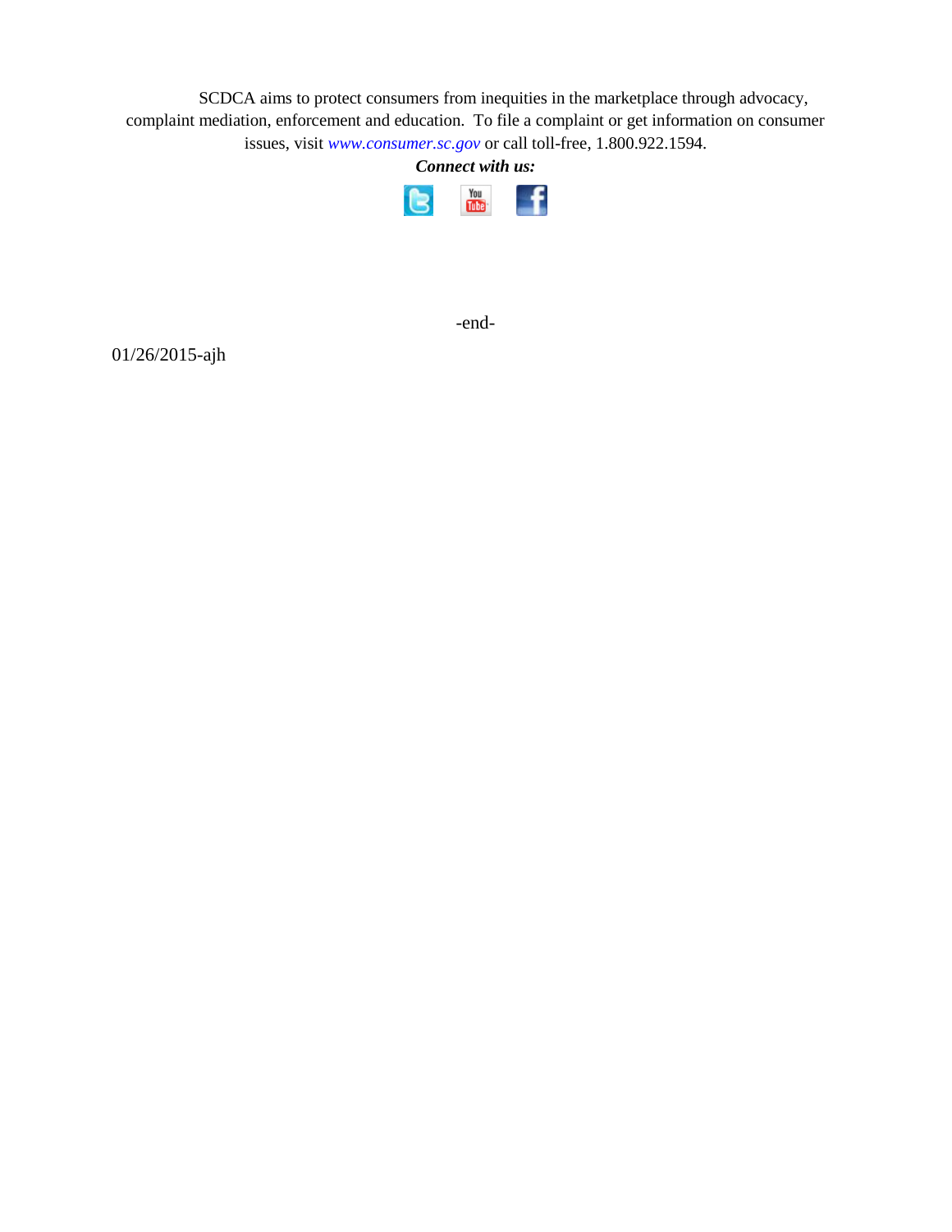SCDCA aims to protect consumers from inequities in the marketplace through advocacy, complaint mediation, enforcement and education. To file a complaint or get information on consumer issues, visit *www.consumer.sc.gov* or call toll-free, 1.800.922.1594.

***Connect with us:***

-end-

01/26/2015-ajh